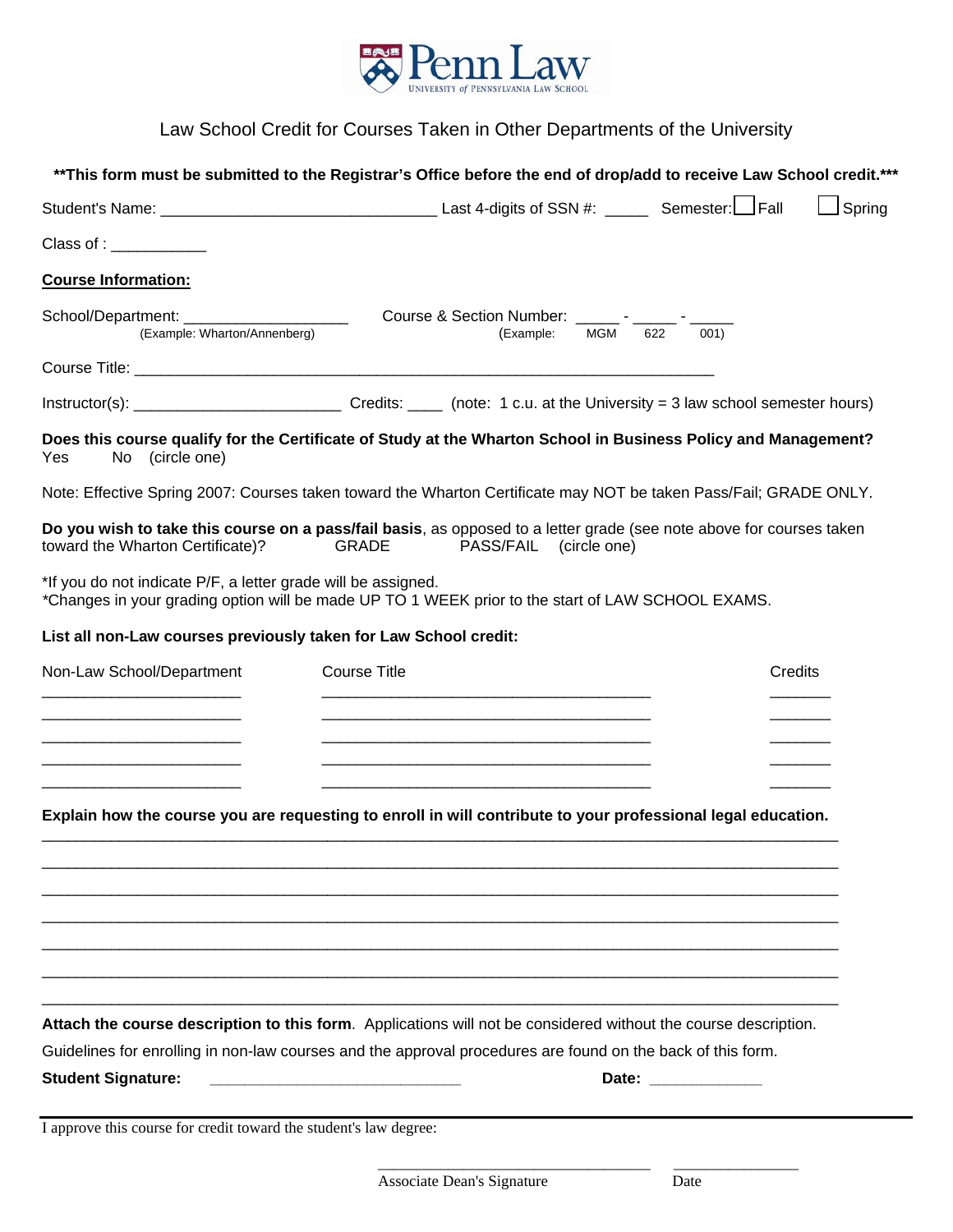Penn Law
UNIVERSITY of PENNSYLVANIA LAW SCHOOL

# Law School Credit for Courses Taken in Other Departments of the University

**\*\*This form must be submitted to the Registrar's Office before the end of drop/add to receive Law School credit.\*\*\***

Student's Name: _______________________________ Last 4-digits of SSN #: _____ Semester: ☐ Fall ☐ Spring

Class of : ___________

**Course Information:**

School/Department: ___________________ Course & Section Number: _____ - _____ - _____
(Example: Wharton/Annenberg) (Example: MGM 622 001)

Course Title: _________________________________________________________________

Instructor(s): _______________________ Credits: ____ (note: 1 c.u. at the University = 3 law school semester hours)

**Does this course qualify for the Certificate of Study at the Wharton School in Business Policy and Management?**
Yes No (circle one)

Note: Effective Spring 2007: Courses taken toward the Wharton Certificate may NOT be taken Pass/Fail; GRADE ONLY.

**Do you wish to take this course on a pass/fail basis**, as opposed to a letter grade (see note above for courses taken toward the Wharton Certificate)? GRADE PASS/FAIL (circle one)

*If you do not indicate P/F, a letter grade will be assigned.
*Changes in your grading option will be made UP TO 1 WEEK prior to the start of LAW SCHOOL EXAMS.

**List all non-Law courses previously taken for Law School credit:**

| Non-Law School/Department | Course Title | Credits |
|---|---|---|
| | | |
| | | |
| | | |
| | | |
| | | |

**Explain how the course you are requesting to enroll in will contribute to your professional legal education.**

_______________________________________________________________________________
_______________________________________________________________________________
_______________________________________________________________________________
_______________________________________________________________________________
_______________________________________________________________________________
_______________________________________________________________________________
_______________________________________________________________________________

**Attach the course description to this form**. Applications will not be considered without the course description.

Guidelines for enrolling in non-law courses and the approval procedures are found on the back of this form.

**Student Signature:** ____________________________ **Date:** _____________

---

I approve this course for credit toward the student's law degree:

_________________________________ _______________
Associate Dean's Signature Date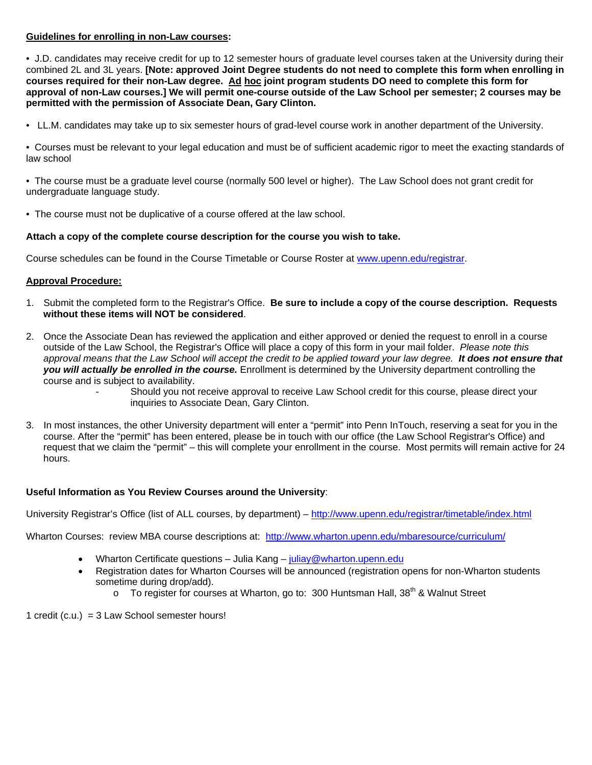**<u>Guidelines for enrolling in non-Law courses</u>:**

• J.D. candidates may receive credit for up to 12 semester hours of graduate level courses taken at the University during their combined 2L and 3L years. **[Note: approved Joint Degree students do not need to complete this form when enrolling in courses required for their non-Law degree. <u>Ad</u> <u>hoc</u> joint program students DO need to complete this form for approval of non-Law courses.] We will permit one-course outside of the Law School per semester; 2 courses may be permitted with the permission of Associate Dean, Gary Clinton.**

• LL.M. candidates may take up to six semester hours of grad-level course work in another department of the University.

• Courses must be relevant to your legal education and must be of sufficient academic rigor to meet the exacting standards of law school

• The course must be a graduate level course (normally 500 level or higher). The Law School does not grant credit for undergraduate language study.

• The course must not be duplicative of a course offered at the law school.

**Attach a copy of the complete course description for the course you wish to take.**

Course schedules can be found in the Course Timetable or Course Roster at www.upenn.edu/registrar.

**<u>Approval Procedure:</u>**

1. Submit the completed form to the Registrar's Office. **Be sure to include a copy of the course description. Requests without these items will NOT be considered**.

2. Once the Associate Dean has reviewed the application and either approved or denied the request to enroll in a course outside of the Law School, the Registrar's Office will place a copy of this form in your mail folder. *Please note this approval means that the Law School will accept the credit to be applied toward your law degree.* ***It does not ensure that you will actually be enrolled in the course.*** Enrollment is determined by the University department controlling the course and is subject to availability.
    - Should you not receive approval to receive Law School credit for this course, please direct your inquiries to Associate Dean, Gary Clinton.

3. In most instances, the other University department will enter a "permit" into Penn InTouch, reserving a seat for you in the course. After the "permit" has been entered, please be in touch with our office (the Law School Registrar's Office) and request that we claim the "permit" – this will complete your enrollment in the course. Most permits will remain active for 24 hours.

**Useful Information as You Review Courses around the University**:

University Registrar's Office (list of ALL courses, by department) – http://www.upenn.edu/registrar/timetable/index.html

Wharton Courses: review MBA course descriptions at: http://www.wharton.upenn.edu/mbaresource/curriculum/

- Wharton Certificate questions – Julia Kang – juliay@wharton.upenn.edu
- Registration dates for Wharton Courses will be announced (registration opens for non-Wharton students sometime during drop/add).
    - To register for courses at Wharton, go to: 300 Huntsman Hall, 38th & Walnut Street

1 credit (c.u.) = 3 Law School semester hours!